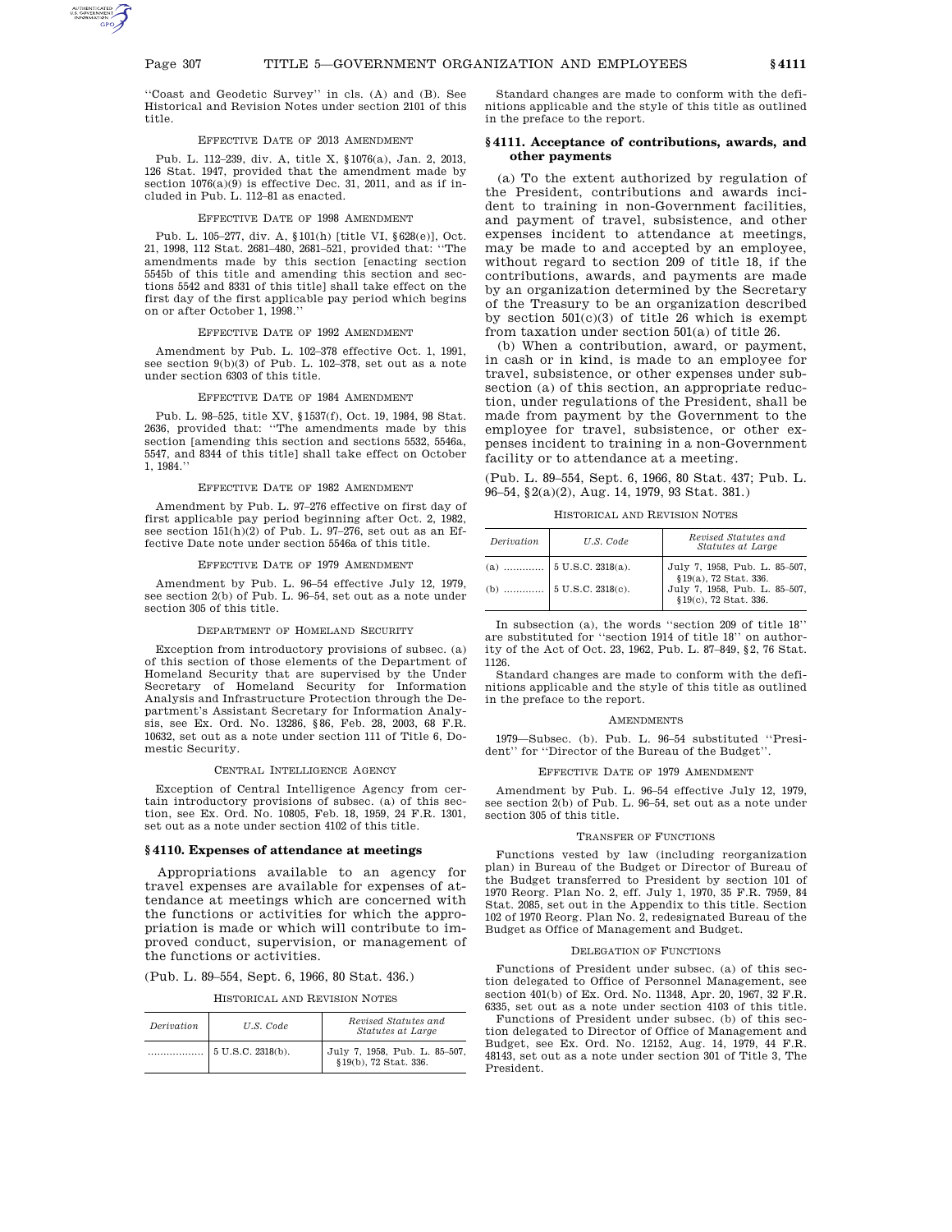''Coast and Geodetic Survey'' in cls. (A) and (B). See Historical and Revision Notes under section 2101 of this title.

EFFECTIVE DATE OF 2013 AMENDMENT

Pub. L. 112–239, div. A, title X, §1076(a), Jan. 2, 2013, 126 Stat. 1947, provided that the amendment made by section 1076(a)(9) is effective Dec. 31, 2011, and as if included in Pub. L. 112–81 as enacted.

EFFECTIVE DATE OF 1998 AMENDMENT

Pub. L. 105–277, div. A, §101(h) [title VI, §628(e)], Oct. 21, 1998, 112 Stat. 2681–480, 2681–521, provided that: ''The amendments made by this section [enacting section 5545b of this title and amending this section and sections 5542 and 8331 of this title] shall take effect on the first day of the first applicable pay period which begins on or after October 1, 1998.''

EFFECTIVE DATE OF 1992 AMENDMENT

Amendment by Pub. L. 102–378 effective Oct. 1, 1991, see section 9(b)(3) of Pub. L. 102–378, set out as a note under section 6303 of this title.

EFFECTIVE DATE OF 1984 AMENDMENT

Pub. L. 98–525, title XV, §1537(f), Oct. 19, 1984, 98 Stat. 2636, provided that: ''The amendments made by this section [amending this section and sections 5532, 5546a, 5547, and 8344 of this title] shall take effect on October 1, 1984.''

EFFECTIVE DATE OF 1982 AMENDMENT

Amendment by Pub. L. 97–276 effective on first day of first applicable pay period beginning after Oct. 2, 1982, see section 151(h)(2) of Pub. L. 97–276, set out as an Effective Date note under section 5546a of this title.

EFFECTIVE DATE OF 1979 AMENDMENT

Amendment by Pub. L. 96–54 effective July 12, 1979, see section 2(b) of Pub. L. 96–54, set out as a note under section 305 of this title.

DEPARTMENT OF HOMELAND SECURITY

Exception from introductory provisions of subsec. (a) of this section of those elements of the Department of Homeland Security that are supervised by the Under Secretary of Homeland Security for Information Analysis and Infrastructure Protection through the Department's Assistant Secretary for Information Analysis, see Ex. Ord. No. 13286, §86, Feb. 28, 2003, 68 F.R. 10632, set out as a note under section 111 of Title 6, Domestic Security.

CENTRAL INTELLIGENCE AGENCY

Exception of Central Intelligence Agency from certain introductory provisions of subsec. (a) of this section, see Ex. Ord. No. 10805, Feb. 18, 1959, 24 F.R. 1301, set out as a note under section 4102 of this title.

## §4110. Expenses of attendance at meetings

Appropriations available to an agency for travel expenses are available for expenses of attendance at meetings which are concerned with the functions or activities for which the appropriation is made or which will contribute to improved conduct, supervision, or management of the functions or activities.

(Pub. L. 89–554, Sept. 6, 1966, 80 Stat. 436.)

HISTORICAL AND REVISION NOTES

| *Derivation* | *U.S. Code* | *Revised Statutes and Statutes at Large* |
|---|---|---|
| .................. | 5 U.S.C. 2318(b). | July 7, 1958, Pub. L. 85–507, §19(b), 72 Stat. 336. |

Standard changes are made to conform with the definitions applicable and the style of this title as outlined in the preface to the report.

## §4111. Acceptance of contributions, awards, and other payments

(a) To the extent authorized by regulation of the President, contributions and awards incident to training in non-Government facilities, and payment of travel, subsistence, and other expenses incident to attendance at meetings, may be made to and accepted by an employee, without regard to section 209 of title 18, if the contributions, awards, and payments are made by an organization determined by the Secretary of the Treasury to be an organization described by section 501(c)(3) of title 26 which is exempt from taxation under section 501(a) of title 26.

(b) When a contribution, award, or payment, in cash or in kind, is made to an employee for travel, subsistence, or other expenses under subsection (a) of this section, an appropriate reduction, under regulations of the President, shall be made from payment by the Government to the employee for travel, subsistence, or other expenses incident to training in a non-Government facility or to attendance at a meeting.

(Pub. L. 89–554, Sept. 6, 1966, 80 Stat. 437; Pub. L. 96–54, §2(a)(2), Aug. 14, 1979, 93 Stat. 381.)

HISTORICAL AND REVISION NOTES

| *Derivation* | *U.S. Code* | *Revised Statutes and Statutes at Large* |
|---|---|---|
| (a) ............. | 5 U.S.C. 2318(a). | July 7, 1958, Pub. L. 85–507, §19(a), 72 Stat. 336. |
| (b) ............. | 5 U.S.C. 2318(c). | July 7, 1958, Pub. L. 85–507, §19(c), 72 Stat. 336. |

In subsection (a), the words ''section 209 of title 18'' are substituted for ''section 1914 of title 18'' on authority of the Act of Oct. 23, 1962, Pub. L. 87–849, §2, 76 Stat. 1126.

Standard changes are made to conform with the definitions applicable and the style of this title as outlined in the preface to the report.

AMENDMENTS

1979—Subsec. (b). Pub. L. 96–54 substituted ''President'' for ''Director of the Bureau of the Budget''.

EFFECTIVE DATE OF 1979 AMENDMENT

Amendment by Pub. L. 96–54 effective July 12, 1979, see section 2(b) of Pub. L. 96–54, set out as a note under section 305 of this title.

TRANSFER OF FUNCTIONS

Functions vested by law (including reorganization plan) in Bureau of the Budget or Director of Bureau of the Budget transferred to President by section 101 of 1970 Reorg. Plan No. 2, eff. July 1, 1970, 35 F.R. 7959, 84 Stat. 2085, set out in the Appendix to this title. Section 102 of 1970 Reorg. Plan No. 2, redesignated Bureau of the Budget as Office of Management and Budget.

DELEGATION OF FUNCTIONS

Functions of President under subsec. (a) of this section delegated to Office of Personnel Management, see section 401(b) of Ex. Ord. No. 11348, Apr. 20, 1967, 32 F.R. 6335, set out as a note under section 4103 of this title.

Functions of President under subsec. (b) of this section delegated to Director of Office of Management and Budget, see Ex. Ord. No. 12152, Aug. 14, 1979, 44 F.R. 48143, set out as a note under section 301 of Title 3, The President.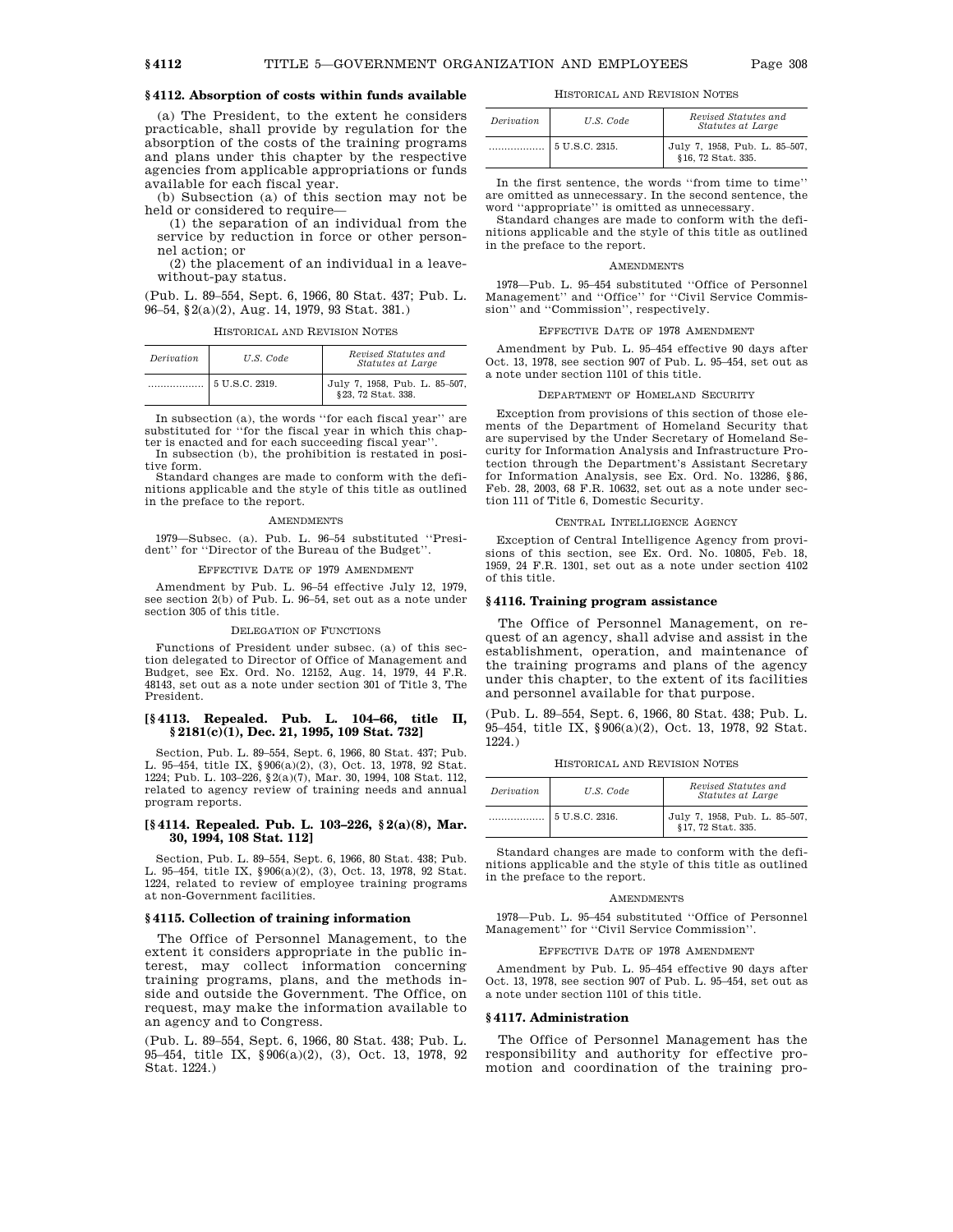## § 4112. Absorption of costs within funds available

(a) The President, to the extent he considers practicable, shall provide by regulation for the absorption of the costs of the training programs and plans under this chapter by the respective agencies from applicable appropriations or funds available for each fiscal year.

(b) Subsection (a) of this section may not be held or considered to require—

(1) the separation of an individual from the service by reduction in force or other personnel action; or

(2) the placement of an individual in a leave-without-pay status.

(Pub. L. 89–554, Sept. 6, 1966, 80 Stat. 437; Pub. L. 96–54, § 2(a)(2), Aug. 14, 1979, 93 Stat. 381.)

HISTORICAL AND REVISION NOTES

| *Derivation* | *U.S. Code* | *Revised Statutes and Statutes at Large* |
|---|---|---|
| .................. | 5 U.S.C. 2319. | July 7, 1958, Pub. L. 85–507, § 23, 72 Stat. 338. |

In subsection (a), the words "for each fiscal year" are substituted for "for the fiscal year in which this chapter is enacted and for each succeeding fiscal year".

In subsection (b), the prohibition is restated in positive form.

Standard changes are made to conform with the definitions applicable and the style of this title as outlined in the preface to the report.

AMENDMENTS

1979—Subsec. (a). Pub. L. 96–54 substituted "President" for "Director of the Bureau of the Budget".

EFFECTIVE DATE OF 1979 AMENDMENT

Amendment by Pub. L. 96–54 effective July 12, 1979, see section 2(b) of Pub. L. 96–54, set out as a note under section 305 of this title.

DELEGATION OF FUNCTIONS

Functions of President under subsec. (a) of this section delegated to Director of Office of Management and Budget, see Ex. Ord. No. 12152, Aug. 14, 1979, 44 F.R. 48143, set out as a note under section 301 of Title 3, The President.

## [§ 4113. Repealed. Pub. L. 104–66, title II, § 2181(c)(1), Dec. 21, 1995, 109 Stat. 732]

Section, Pub. L. 89–554, Sept. 6, 1966, 80 Stat. 437; Pub. L. 95–454, title IX, § 906(a)(2), (3), Oct. 13, 1978, 92 Stat. 1224; Pub. L. 103–226, § 2(a)(7), Mar. 30, 1994, 108 Stat. 112, related to agency review of training needs and annual program reports.

## [§ 4114. Repealed. Pub. L. 103–226, § 2(a)(8), Mar. 30, 1994, 108 Stat. 112]

Section, Pub. L. 89–554, Sept. 6, 1966, 80 Stat. 438; Pub. L. 95–454, title IX, § 906(a)(2), (3), Oct. 13, 1978, 92 Stat. 1224, related to review of employee training programs at non-Government facilities.

## § 4115. Collection of training information

The Office of Personnel Management, to the extent it considers appropriate in the public interest, may collect information concerning training programs, plans, and the methods inside and outside the Government. The Office, on request, may make the information available to an agency and to Congress.

(Pub. L. 89–554, Sept. 6, 1966, 80 Stat. 438; Pub. L. 95–454, title IX, § 906(a)(2), (3), Oct. 13, 1978, 92 Stat. 1224.)

HISTORICAL AND REVISION NOTES

| *Derivation* | *U.S. Code* | *Revised Statutes and Statutes at Large* |
|---|---|---|
| .................. | 5 U.S.C. 2315. | July 7, 1958, Pub. L. 85–507, § 16, 72 Stat. 335. |

In the first sentence, the words "from time to time" are omitted as unnecessary. In the second sentence, the word "appropriate" is omitted as unnecessary.

Standard changes are made to conform with the definitions applicable and the style of this title as outlined in the preface to the report.

AMENDMENTS

1978—Pub. L. 95–454 substituted "Office of Personnel Management" and "Office" for "Civil Service Commission" and "Commission", respectively.

EFFECTIVE DATE OF 1978 AMENDMENT

Amendment by Pub. L. 95–454 effective 90 days after Oct. 13, 1978, see section 907 of Pub. L. 95–454, set out as a note under section 1101 of this title.

DEPARTMENT OF HOMELAND SECURITY

Exception from provisions of this section of those elements of the Department of Homeland Security that are supervised by the Under Secretary of Homeland Security for Information Analysis and Infrastructure Protection through the Department's Assistant Secretary for Information Analysis, see Ex. Ord. No. 13286, § 86, Feb. 28, 2003, 68 F.R. 10632, set out as a note under section 111 of Title 6, Domestic Security.

CENTRAL INTELLIGENCE AGENCY

Exception of Central Intelligence Agency from provisions of this section, see Ex. Ord. No. 10805, Feb. 18, 1959, 24 F.R. 1301, set out as a note under section 4102 of this title.

## § 4116. Training program assistance

The Office of Personnel Management, on request of an agency, shall advise and assist in the establishment, operation, and maintenance of the training programs and plans of the agency under this chapter, to the extent of its facilities and personnel available for that purpose.

(Pub. L. 89–554, Sept. 6, 1966, 80 Stat. 438; Pub. L. 95–454, title IX, § 906(a)(2), Oct. 13, 1978, 92 Stat. 1224.)

HISTORICAL AND REVISION NOTES

| *Derivation* | *U.S. Code* | *Revised Statutes and Statutes at Large* |
|---|---|---|
| .................. | 5 U.S.C. 2316. | July 7, 1958, Pub. L. 85–507, § 17, 72 Stat. 335. |

Standard changes are made to conform with the definitions applicable and the style of this title as outlined in the preface to the report.

AMENDMENTS

1978—Pub. L. 95–454 substituted "Office of Personnel Management" for "Civil Service Commission".

EFFECTIVE DATE OF 1978 AMENDMENT

Amendment by Pub. L. 95–454 effective 90 days after Oct. 13, 1978, see section 907 of Pub. L. 95–454, set out as a note under section 1101 of this title.

## § 4117. Administration

The Office of Personnel Management has the responsibility and authority for effective promotion and coordination of the training pro-